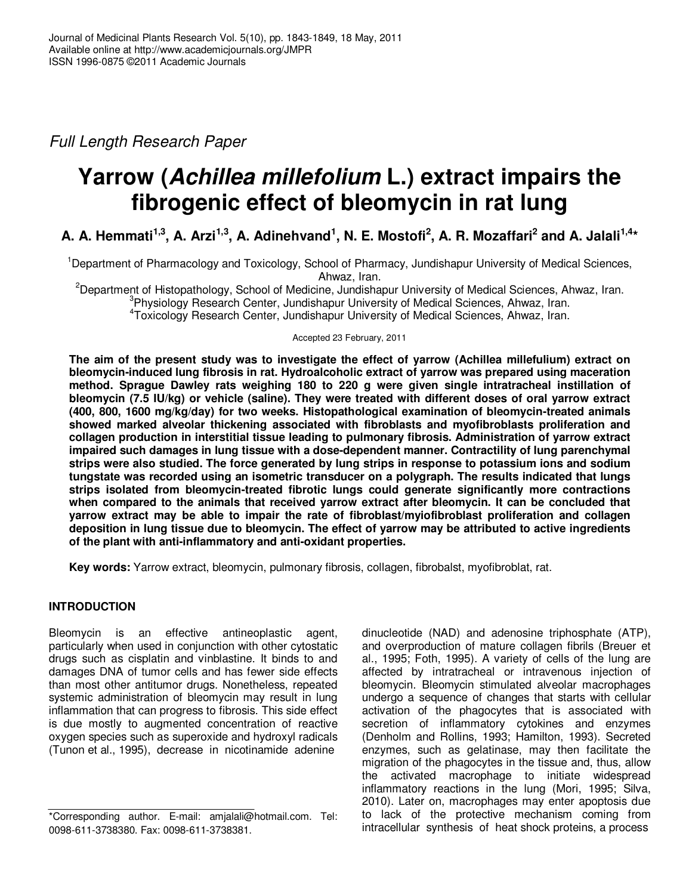Full Length Research Paper

# Yarrow (*Achillea millefolium* L.) extract impairs the fibrogenic effect of bleomycin in rat lung

**A. A. Hemmati[1,3], A. Arzi[1,3], A. Adinehvand[1], N. E. Mostofi[2], A. R. Mozaffari[2] and A. Jalali[1,4]***

[1]Department of Pharmacology and Toxicology, School of Pharmacy, Jundishapur University of Medical Sciences, Ahwaz, Iran.

[2]Department of Histopathology, School of Medicine, Jundishapur University of Medical Sciences, Ahwaz, Iran.

[3]Physiology Research Center, Jundishapur University of Medical Sciences, Ahwaz, Iran.

[4]Toxicology Research Center, Jundishapur University of Medical Sciences, Ahwaz, Iran.

Accepted 23 February, 2011

**The aim of the present study was to investigate the effect of yarrow (Achillea millefulium) extract on bleomycin-induced lung fibrosis in rat. Hydroalcoholic extract of yarrow was prepared using maceration method. Sprague Dawley rats weighing 180 to 220 g were given single intratracheal instillation of bleomycin (7.5 IU/kg) or vehicle (saline). They were treated with different doses of oral yarrow extract (400, 800, 1600 mg/kg/day) for two weeks. Histopathological examination of bleomycin-treated animals showed marked alveolar thickening associated with fibroblasts and myofibroblasts proliferation and collagen production in interstitial tissue leading to pulmonary fibrosis. Administration of yarrow extract impaired such damages in lung tissue with a dose-dependent manner. Contractility of lung parenchymal strips were also studied. The force generated by lung strips in response to potassium ions and sodium tungstate was recorded using an isometric transducer on a polygraph. The results indicated that lungs strips isolated from bleomycin-treated fibrotic lungs could generate significantly more contractions when compared to the animals that received yarrow extract after bleomycin. It can be concluded that yarrow extract may be able to impair the rate of fibroblast/myiofibroblast proliferation and collagen deposition in lung tissue due to bleomycin. The effect of yarrow may be attributed to active ingredients of the plant with anti-inflammatory and anti-oxidant properties.**

**Key words:** Yarrow extract, bleomycin, pulmonary fibrosis, collagen, fibrobalst, myofibroblat, rat.

## INTRODUCTION

Bleomycin is an effective antineoplastic agent, particularly when used in conjunction with other cytostatic drugs such as cisplatin and vinblastine. It binds to and damages DNA of tumor cells and has fewer side effects than most other antitumor drugs. Nonetheless, repeated systemic administration of bleomycin may result in lung inflammation that can progress to fibrosis. This side effect is due mostly to augmented concentration of reactive oxygen species such as superoxide and hydroxyl radicals (Tunon et al., 1995), decrease in nicotinamide adenine dinucleotide (NAD) and adenosine triphosphate (ATP), and overproduction of mature collagen fibrils (Breuer et al., 1995; Foth, 1995). A variety of cells of the lung are affected by intratracheal or intravenous injection of bleomycin. Bleomycin stimulated alveolar macrophages undergo a sequence of changes that starts with cellular activation of the phagocytes that is associated with secretion of inflammatory cytokines and enzymes (Denholm and Rollins, 1993; Hamilton, 1993). Secreted enzymes, such as gelatinase, may then facilitate the migration of the phagocytes in the tissue and, thus, allow the activated macrophage to initiate widespread inflammatory reactions in the lung (Mori, 1995; Silva, 2010). Later on, macrophages may enter apoptosis due to lack of the protective mechanism coming from intracellular synthesis of heat shock proteins, a process

*Corresponding author. E-mail: amjalali@hotmail.com. Tel: 0098-611-3738380. Fax: 0098-611-3738381.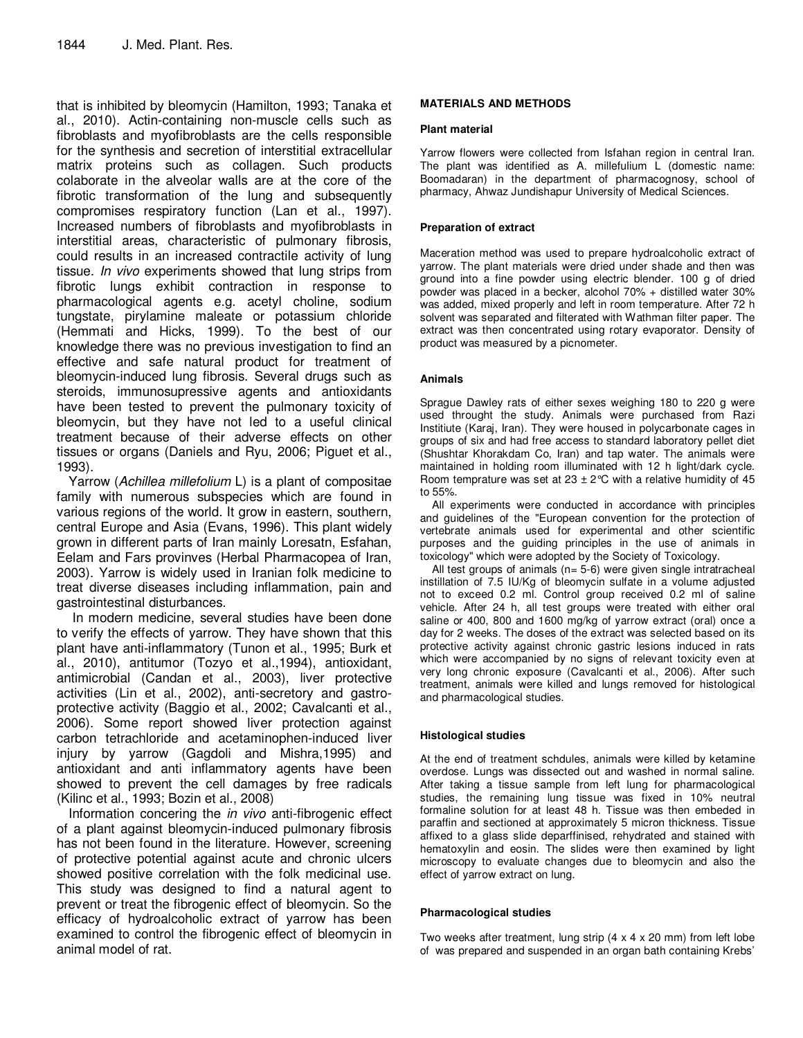that is inhibited by bleomycin (Hamilton, 1993; Tanaka et al., 2010). Actin-containing non-muscle cells such as fibroblasts and myofibroblasts are the cells responsible for the synthesis and secretion of interstitial extracellular matrix proteins such as collagen. Such products colaborate in the alveolar walls are at the core of the fibrotic transformation of the lung and subsequently compromises respiratory function (Lan et al., 1997). Increased numbers of fibroblasts and myofibroblasts in interstitial areas, characteristic of pulmonary fibrosis, could results in an increased contractile activity of lung tissue. *In vivo* experiments showed that lung strips from fibrotic lungs exhibit contraction in response to pharmacological agents e.g. acetyl choline, sodium tungstate, pirylamine maleate or potassium chloride (Hemmati and Hicks, 1999). To the best of our knowledge there was no previous investigation to find an effective and safe natural product for treatment of bleomycin-induced lung fibrosis. Several drugs such as steroids, immunosupressive agents and antioxidants have been tested to prevent the pulmonary toxicity of bleomycin, but they have not led to a useful clinical treatment because of their adverse effects on other tissues or organs (Daniels and Ryu, 2006; Piguet et al., 1993).

Yarrow (*Achillea millefolium* L) is a plant of compositae family with numerous subspecies which are found in various regions of the world. It grow in eastern, southern, central Europe and Asia (Evans, 1996). This plant widely grown in different parts of Iran mainly Loresatn, Esfahan, Eelam and Fars provinves (Herbal Pharmacopea of Iran, 2003). Yarrow is widely used in Iranian folk medicine to treat diverse diseases including inflammation, pain and gastrointestinal disturbances.

In modern medicine, several studies have been done to verify the effects of yarrow. They have shown that this plant have anti-inflammatory (Tunon et al., 1995; Burk et al., 2010), antitumor (Tozyo et al.,1994), antioxidant, antimicrobial (Candan et al., 2003), liver protective activities (Lin et al., 2002), anti-secretory and gastro-protective activity (Baggio et al., 2002; Cavalcanti et al., 2006). Some report showed liver protection against carbon tetrachloride and acetaminophen-induced liver injury by yarrow (Gagdoli and Mishra,1995) and antioxidant and anti inflammatory agents have been showed to prevent the cell damages by free radicals (Kilinc et al., 1993; Bozin et al., 2008)

Information concering the *in vivo* anti-fibrogenic effect of a plant against bleomycin-induced pulmonary fibrosis has not been found in the literature. However, screening of protective potential against acute and chronic ulcers showed positive correlation with the folk medicinal use. This study was designed to find a natural agent to prevent or treat the fibrogenic effect of bleomycin. So the efficacy of hydroalcoholic extract of yarrow has been examined to control the fibrogenic effect of bleomycin in animal model of rat.

## MATERIALS AND METHODS

### Plant material

Yarrow flowers were collected from Isfahan region in central Iran. The plant was identified as A. millefulium L (domestic name: Boomadaran) in the department of pharmacognosy, school of pharmacy, Ahwaz Jundishapur University of Medical Sciences.

### Preparation of extract

Maceration method was used to prepare hydroalcoholic extract of yarrow. The plant materials were dried under shade and then was ground into a fine powder using electric blender. 100 g of dried powder was placed in a becker, alcohol 70% + distilled water 30% was added, mixed properly and left in room temperature. After 72 h solvent was separated and filterated with Wathman filter paper. The extract was then concentrated using rotary evaporator. Density of product was measured by a picnometer.

### Animals

Sprague Dawley rats of either sexes weighing 180 to 220 g were used throught the study. Animals were purchased from Razi Instituie (Karaj, Iran). They were housed in polycarbonate cages in groups of six and had free access to standard laboratory pellet diet (Shushtar Khorakdam Co, Iran) and tap water. The animals were maintained in holding room illuminated with 12 h light/dark cycle. Room temprature was set at 23 ± 2°C with a relative humidity of 45 to 55%.

All experiments were conducted in accordance with principles and guidelines of the "European convention for the protection of vertebrate animals used for experimental and other scientific purposes and the guiding principles in the use of animals in toxicology" which were adopted by the Society of Toxicology.

All test groups of animals (n= 5-6) were given single intratracheal instillation of 7.5 IU/Kg of bleomycin sulfate in a volume adjusted not to exceed 0.2 ml. Control group received 0.2 ml of saline vehicle. After 24 h, all test groups were treated with either oral saline or 400, 800 and 1600 mg/kg of yarrow extract (oral) once a day for 2 weeks. The doses of the extract was selected based on its protective activity against chronic gastric lesions induced in rats which were accompanied by no signs of relevant toxicity even at very long chronic exposure (Cavalcanti et al., 2006). After such treatment, animals were killed and lungs removed for histological and pharmacological studies.

### Histological studies

At the end of treatment schdules, animals were killed by ketamine overdose. Lungs was dissected out and washed in normal saline. After taking a tissue sample from left lung for pharmacological studies, the remaining lung tissue was fixed in 10% neutral formaline solution for at least 48 h. Tissue was then embeded in paraffin and sectioned at approximately 5 micron thickness. Tissue affixed to a glass slide deparffinised, rehydrated and stained with hematoxylin and eosin. The slides were then examined by light microscopy to evaluate changes due to bleomycin and also the effect of yarrow extract on lung.

### Pharmacological studies

Two weeks after treatment, lung strip (4 x 4 x 20 mm) from left lobe of was prepared and suspended in an organ bath containing Krebs'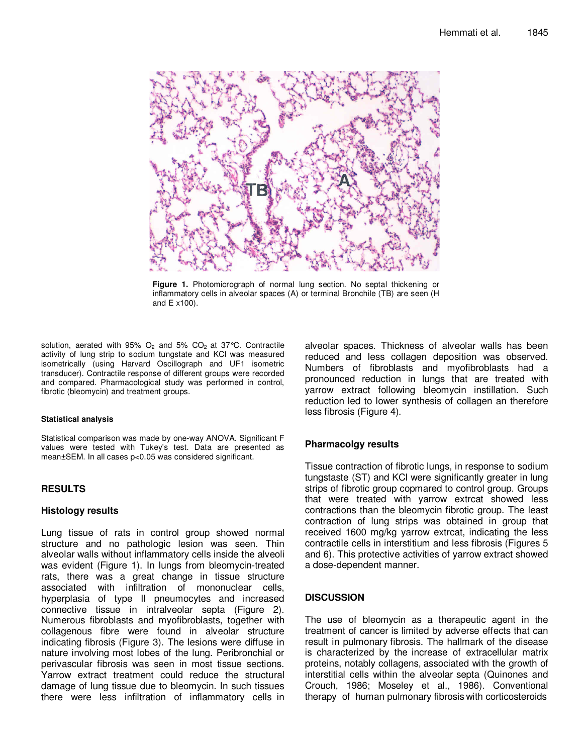Figure 1. Photomicrograph of normal lung section. No septal thickening or inflammatory cells in alveolar spaces (A) or terminal Bronchile (TB) are seen (H and E x100).

solution, aerated with 95% $O_2$ and 5% $CO_2$ at 37°C. Contractile activity of lung strip to sodium tungstate and KCl was measured isometrically (using Harvard Oscillograph and UF1 isometric transducer). Contractile response of different groups were recorded and compared. Pharmacological study was performed in control, fibrotic (bleomycin) and treatment groups.

#### Statistical analysis

Statistical comparison was made by one-way ANOVA. Significant F values were tested with Tukey's test. Data are presented as mean±SEM. In all cases p<0.05 was considered significant.

## RESULTS

### Histology results

Lung tissue of rats in control group showed normal structure and no pathologic lesion was seen. Thin alveolar walls without inflammatory cells inside the alveoli was evident (Figure 1). In lungs from bleomycin-treated rats, there was a great change in tissue structure associated with infiltration of mononuclear cells, hyperplasia of type II pneumocytes and increased connective tissue in intralveolar septa (Figure 2). Numerous fibroblasts and myofibroblasts, together with collagenous fibre were found in alveolar structure indicating fibrosis (Figure 3). The lesions were diffuse in nature involving most lobes of the lung. Peribronchial or perivascular fibrosis was seen in most tissue sections. Yarrow extract treatment could reduce the structural damage of lung tissue due to bleomycin. In such tissues there were less infiltration of inflammatory cells in alveolar spaces. Thickness of alveolar walls has been reduced and less collagen deposition was observed. Numbers of fibroblasts and myofibroblasts had a pronounced reduction in lungs that are treated with yarrow extract following bleomycin instillation. Such reduction led to lower synthesis of collagen an therefore less fibrosis (Figure 4).

### Pharmacolgy results

Tissue contraction of fibrotic lungs, in response to sodium tungstaste (ST) and KCl were significantly greater in lung strips of fibrotic group copmared to control group. Groups that were treated with yarrow extrcat showed less contractions than the bleomycin fibrotic group. The least contraction of lung strips was obtained in group that received 1600 mg/kg yarrow extrcat, indicating the less contractile cells in interstitium and less fibrosis (Figures 5 and 6). This protective activities of yarrow extract showed a dose-dependent manner.

## DISCUSSION

The use of bleomycin as a therapeutic agent in the treatment of cancer is limited by adverse effects that can result in pulmonary fibrosis. The hallmark of the disease is characterized by the increase of extracellular matrix proteins, notably collagens, associated with the growth of interstitial cells within the alveolar septa (Quinones and Crouch, 1986; Moseley et al., 1986). Conventional therapy of human pulmonary fibrosis with corticosteroids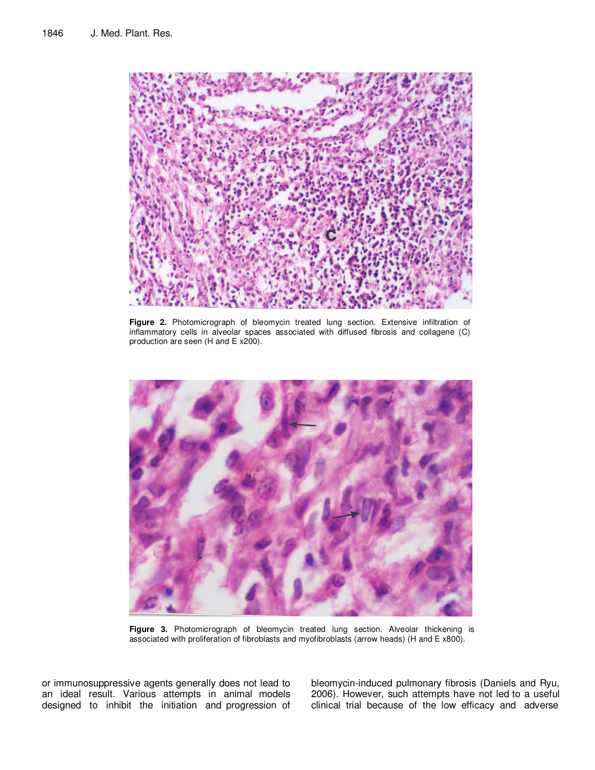Figure 2. Photomicrograph of bleomycin treated lung section. Extensive infiltration of inflammatory cells in alveolar spaces associated with diffused fibrosis and collagene (C) production are seen (H and E x200).

Figure 3. Photomicrograph of bleomycin treated lung section. Alveolar thickening is associated with proliferation of fibroblasts and myofibroblasts (arrow heads) (H and E x800).

or immunosuppressive agents generally does not lead to an ideal result. Various attempts in animal models designed to inhibit the initiation and progression of bleomycin-induced pulmonary fibrosis (Daniels and Ryu, 2006). However, such attempts have not led to a useful clinical trial because of the low efficacy and adverse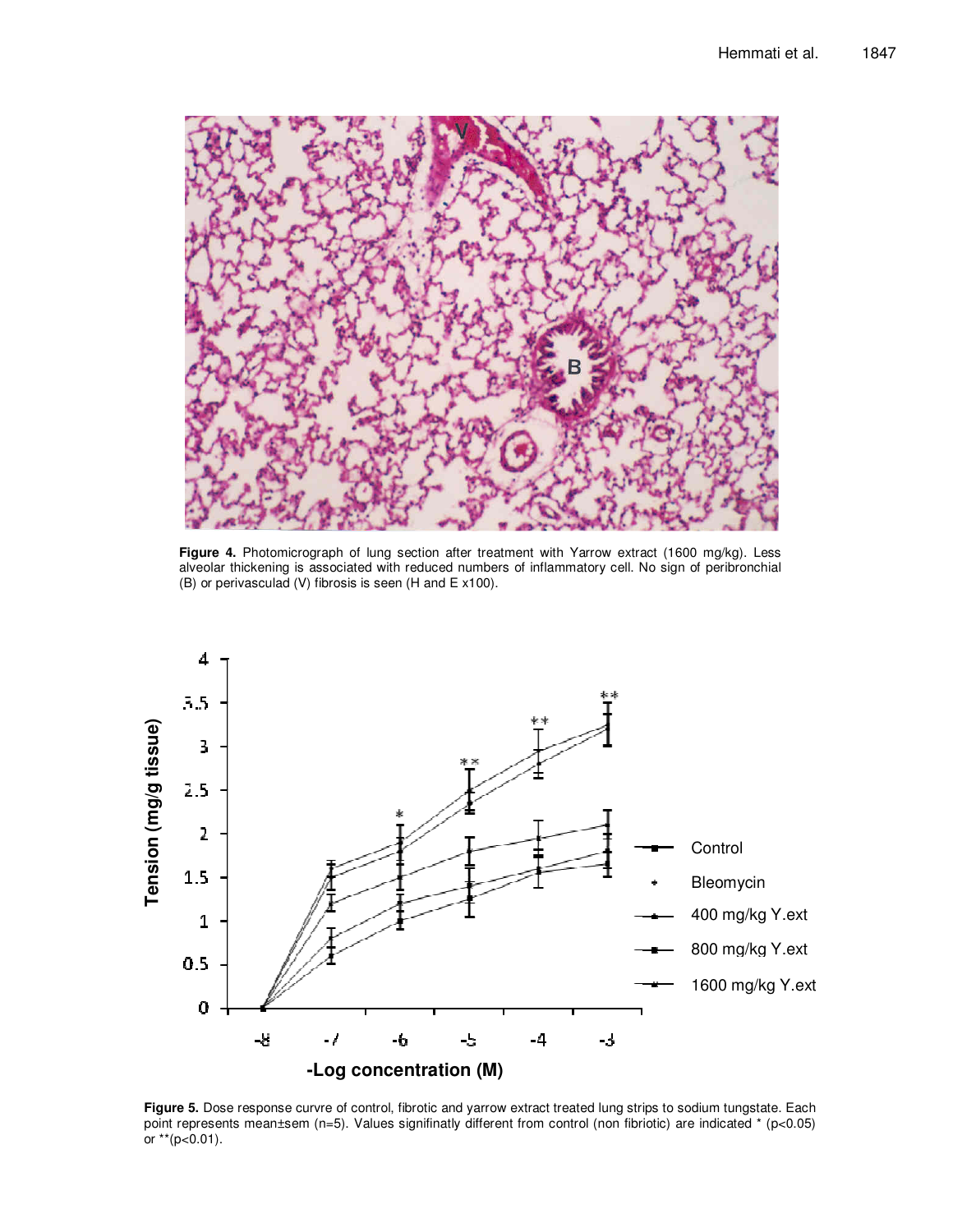**Figure 4.** Photomicrograph of lung section after treatment with Yarrow extract (1600 mg/kg). Less alveolar thickening is associated with reduced numbers of inflammatory cell. No sign of peribronchial (B) or perivasculad (V) fibrosis is seen (H and E x100).

**Figure 5.** Dose response curvre of control, fibrotic and yarrow extract treated lung strips to sodium tungstate. Each point represents mean±sem (n=5). Values signifinatly different from control (non fibriotic) are indicated * ($p<0.05$) or **($p<0.01$).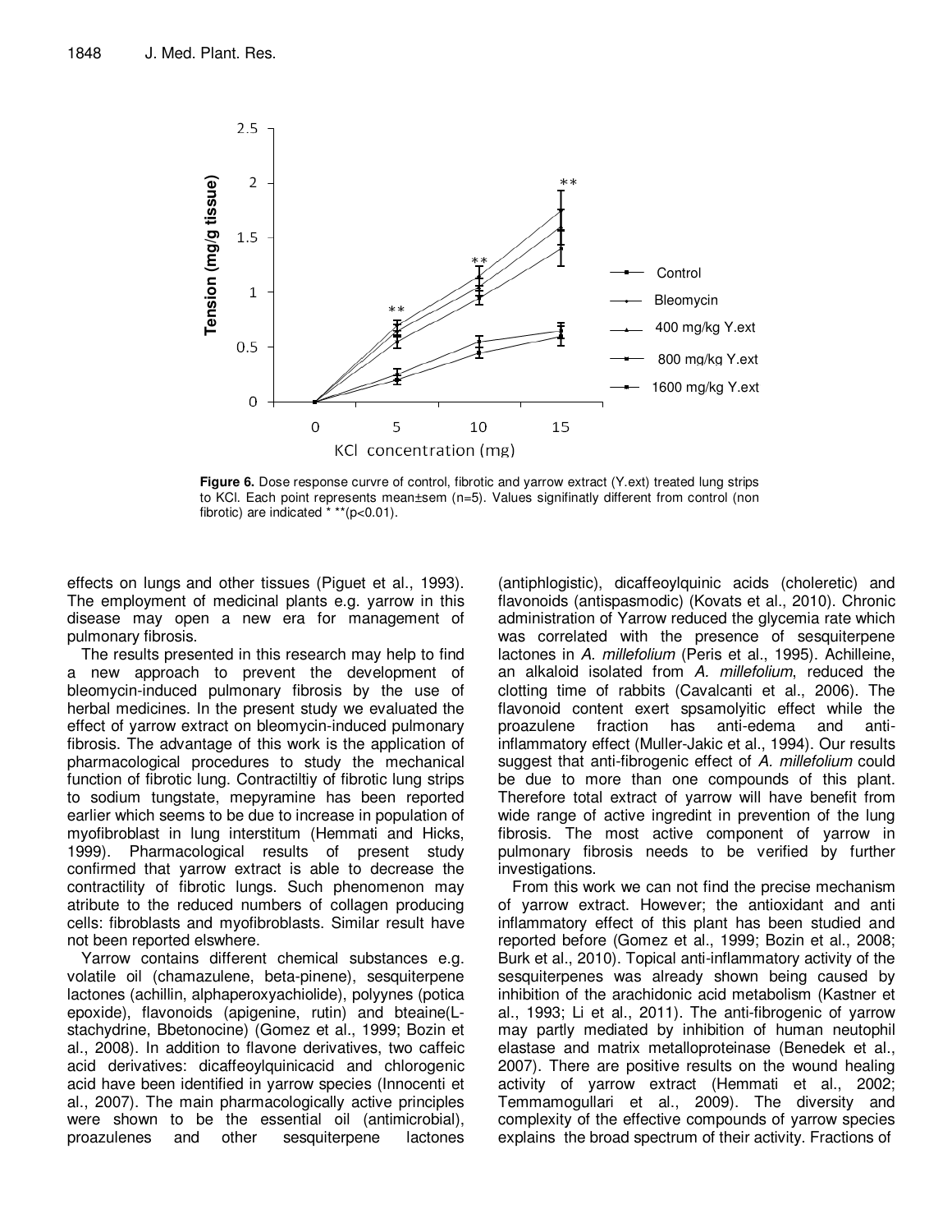**Figure 6.** Dose response curvre of control, fibrotic and yarrow extract (Y.ext) treated lung strips to KCl. Each point represents mean±sem (n=5). Values signifinatly different from control (non fibrotic) are indicated * **(p<0.01).

effects on lungs and other tissues (Piguet et al., 1993). The employment of medicinal plants e.g. yarrow in this disease may open a new era for management of pulmonary fibrosis.

The results presented in this research may help to find a new approach to prevent the development of bleomycin-induced pulmonary fibrosis by the use of herbal medicines. In the present study we evaluated the effect of yarrow extract on bleomycin-induced pulmonary fibrosis. The advantage of this work is the application of pharmacological procedures to study the mechanical function of fibrotic lung. Contractiltiy of fibrotic lung strips to sodium tungstate, mepyramine has been reported earlier which seems to be due to increase in population of myofibroblast in lung interstitum (Hemmati and Hicks, 1999). Pharmacological results of present study confirmed that yarrow extract is able to decrease the contractility of fibrotic lungs. Such phenomenon may atribute to the reduced numbers of collagen producing cells: fibroblasts and myofibroblasts. Similar result have not been reported elswhere.

Yarrow contains different chemical substances e.g. volatile oil (chamazulene, beta-pinene), sesquiterpene lactones (achillin, alphaperoxyachiolide), polyynes (potica epoxide), flavonoids (apigenine, rutin) and bteaine(L-stachydrine, Bbetonocine) (Gomez et al., 1999; Bozin et al., 2008). In addition to flavone derivatives, two caffeic acid derivatives: dicaffeoylquinicacid and chlorogenic acid have been identified in yarrow species (Innocenti et al., 2007). The main pharmacologically active principles were shown to be the essential oil (antimicrobial), proazulenes and other sesquiterpene lactones (antiphlogistic), dicaffeoylquinic acids (choleretic) and flavonoids (antispasmodic) (Kovats et al., 2010). Chronic administration of Yarrow reduced the glycemia rate which was correlated with the presence of sesquiterpene lactones in *A. millefolium* (Peris et al., 1995). Achilleine, an alkaloid isolated from *A. millefolium*, reduced the clotting time of rabbits (Cavalcanti et al., 2006). The flavonoid content exert spsamolyitic effect while the proazulene fraction has anti-edema and anti-inflammatory effect (Muller-Jakic et al., 1994). Our results suggest that anti-fibrogenic effect of *A. millefolium* could be due to more than one compounds of this plant. Therefore total extract of yarrow will have benefit from wide range of active ingredint in prevention of the lung fibrosis. The most active component of yarrow in pulmonary fibrosis needs to be verified by further investigations.

From this work we can not find the precise mechanism of yarrow extract. However; the antioxidant and anti inflammatory effect of this plant has been studied and reported before (Gomez et al., 1999; Bozin et al., 2008; Burk et al., 2010). Topical anti-inflammatory activity of the sesquiterpenes was already shown being caused by inhibition of the arachidonic acid metabolism (Kastner et al., 1993; Li et al., 2011). The anti-fibrogenic of yarrow may partly mediated by inhibition of human neutophil elastase and matrix metalloproteinase (Benedek et al., 2007). There are positive results on the wound healing activity of yarrow extract (Hemmati et al., 2002; Temmamogullari et al., 2009). The diversity and complexity of the effective compounds of yarrow species explains the broad spectrum of their activity. Fractions of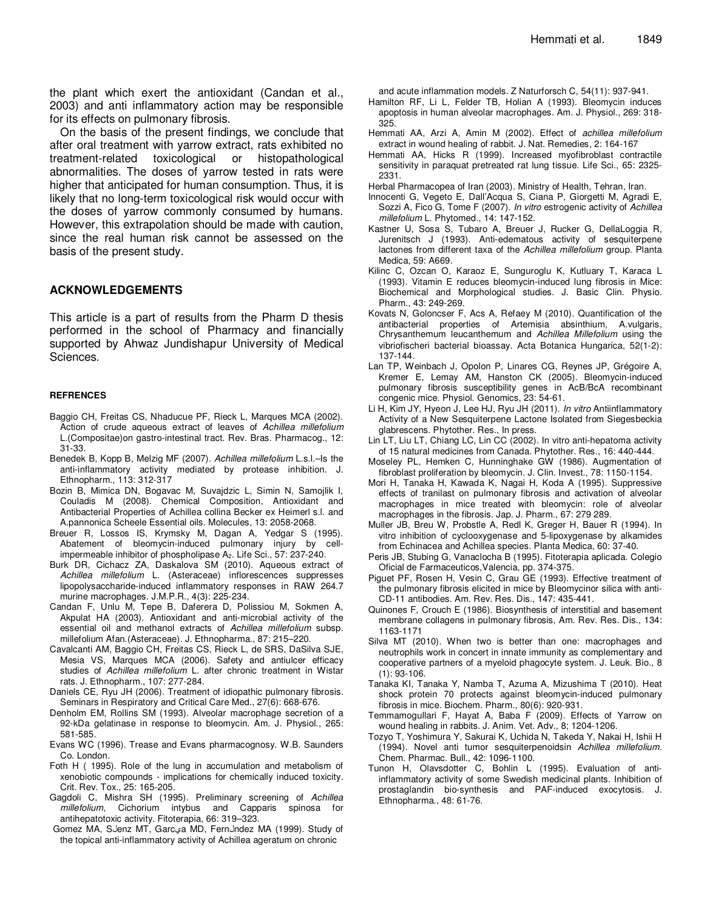the plant which exert the antioxidant (Candan et al., 2003) and anti inflammatory action may be responsible for its effects on pulmonary fibrosis.

On the basis of the present findings, we conclude that after oral treatment with yarrow extract, rats exhibited no treatment-related toxicological or histopathological abnormalities. The doses of yarrow tested in rats were higher that anticipated for human consumption. Thus, it is likely that no long-term toxicological risk would occur with the doses of yarrow commonly consumed by humans. However, this extrapolation should be made with caution, since the real human risk cannot be assessed on the basis of the present study.

## ACKNOWLEDGEMENTS

This article is a part of results from the Pharm D thesis performed in the school of Pharmacy and financially supported by Ahwaz Jundishapur University of Medical Sciences.

### REFRENCES

Baggio CH, Freitas CS, Nhaducue PF, Rieck L, Marques MCA (2002). Action of crude aqueous extract of leaves of *Achillea millefolium* L.(Compositae)on gastro-intestinal tract. Rev. Bras. Pharmacog., 12: 31-33.

Benedek B, Kopp B, Melzig MF (2007). *Achillea millefolium* L.s.l.–Is the anti-inflammatory activity mediated by protease inhibition. J. Ethnopharm., 113: 312-317

Bozin B, Mimica DN, Bogavac M, Suvajdzic L, Simin N, Samojlik I, Couladis M (2008). Chemical Composition, Antioxidant and Antibacterial Properties of Achillea collina Becker ex Heimerl s.l. and A.pannonica Scheele Essential oils. Molecules, 13: 2058-2068.

Breuer R, Lossos IS, Krymsky M, Dagan A, Yedgar S (1995). Abatement of bleomycin-induced pulmonary injury by cell-impermeable inhibitor of phospholipase $A_2$. Life Sci., 57: 237-240.

Burk DR, Cichacz ZA, Daskalova SM (2010). Aqueous extract of *Achillea millefolium* L. (Asteraceae) inflorescences suppresses lipopolysaccharide-induced inflammatory responses in RAW 264.7 murine macrophages. J.M.P.R., 4(3): 225-234.

Candan F, Unlu M, Tepe B, Daferera D, Polissiou M, Sokmen A, Akpulat HA (2003). Antioxidant and anti-microbial activity of the essential oil and methanol extracts of *Achillea millefolium* subsp. millefolium Afan.(Asteraceae). J. Ethnopharma., 87: 215–220.

Cavalcanti AM, Baggio CH, Freitas CS, Rieck L, de SRS, DaSilva SJE, Mesia VS, Marques MCA (2006). Safety and antiulcer efficacy studies of *Achillea millefolium* L. after chronic treatment in Wistar rats. J. Ethnopharm., 107: 277-284.

Daniels CE, Ryu JH (2006). Treatment of idiopathic pulmonary fibrosis. Seminars in Respiratory and Critical Care Med., 27(6): 668-676.

Denholm EM, Rollins SM (1993). Alveolar macrophage secretion of a 92-kDa gelatinase in response to bleomycin. Am. J. Physiol., 265: 581-585.

Evans WC (1996). Trease and Evans pharmacognosy. W.B. Saunders Co. London.

Foth H ( 1995). Role of the lung in accumulation and metabolism of xenobiotic compounds - implications for chemically induced toxicity. Crit. Rev. Tox., 25: 165-205.

Gagdoli C, Mishra SH (1995). Preliminary screening of *Achillea millefolium*, Cichorium intybus and Capparis spinosa for antihepatotoxic activity. Fitoterapia, 66: 319–323.

Gomez MA, SJenz MT, GarcÇa MD, FernJndez MA (1999). Study of the topical anti-inflammatory activity of Achillea ageratum on chronic and acute inflammation models. Z Naturforsch C, 54(11): 937-941.

Hamilton RF, Li L, Felder TB, Holian A (1993). Bleomycin induces apoptosis in human alveolar macrophages. Am. J. Physiol., 269: 318-325.

Hemmati AA, Arzi A, Amin M (2002). Effect of *achillea millefolium* extract in wound healing of rabbit. J. Nat. Remedies, 2: 164-167

Hemmati AA, Hicks R (1999). Increased myofibroblast contractile sensitivity in paraquat pretreated rat lung tissue. Life Sci., 65: 2325-2331.

Herbal Pharmacopea of Iran (2003). Ministry of Health, Tehran, Iran.

Innocenti G, Vegeto E, Dall'Acqua S, Ciana P, Giorgetti M, Agradi E, Sozzi A, Fico G, Tome F (2007). *In vitro* estrogenic activity of *Achillea millefolium* L. Phytomed., 14: 147-152.

Kastner U, Sosa S, Tubaro A, Breuer J, Rucker G, DellaLoggia R, Jurenitsch J (1993). Anti-edematous activity of sesquiterpene lactones from different taxa of the *Achillea millefolium* group. Planta Medica, 59: A669.

Kilinc C, Ozcan O, Karaoz E, Sunguroglu K, Kutluary T, Karaca L (1993). Vitamin E reduces bleomycin-induced lung fibrosis in Mice: Biochemical and Morphological studies. J. Basic Clin. Physio. Pharm., 43: 249-269.

Kovats N, Goloncser F, Acs A, Refaey M (2010). Quantification of the antibacterial properties of Artemisia absinthium, A.vulgaris, Chrysanthemum leucanthemum and *Achillea Millefolium* using the vibriofischeri bacterial bioassay. Acta Botanica Hungarica, 52(1-2): 137-144.

Lan TP, Weinbach J, Opolon P, Linares CG, Reynes JP, Grégoire A, Kremer E, Lemay AM, Hanston CK (2005). Bleomycin-induced pulmonary fibrosis susceptibility genes in AcB/BcA recombinant congenic mice. Physiol. Genomics, 23: 54-61.

Li H, Kim JY, Hyeon J, Lee HJ, Ryu JH (2011). *In vitro* Antiinflammatory Activity of a New Sesquiterpene Lactone Isolated from Siegesbeckia glabrescens. Phytother. Res., In press.

Lin LT, Liu LT, Chiang LC, Lin CC (2002). In vitro anti-hepatoma activity of 15 natural medicines from Canada. Phytother. Res., 16: 440-444.

Moseley PL, Hemken C, Hunninghake GW (1986). Augmentation of fibroblast proliferation by bleomycin. J. Clin. Invest., 78: 1150-1154.

Mori H, Tanaka H, Kawada K, Nagai H, Koda A (1995). Suppressive effects of tranilast on pulmonary fibrosis and activation of alveolar macrophages in mice treated with bleomycin: role of alveolar macrophages in the fibrosis. Jap. J. Pharm., 67: 279 289.

Muller JB, Breu W, Probstle A, Redl K, Greger H, Bauer R (1994). In vitro inhibition of cyclooxygenase and 5-lipoxygenase by alkamides from Echinacea and Achillea species. Planta Medica, 60: 37-40.

Peris JB, Stubing G, Vanaclocha B (1995). Fitoterapia aplicada. Colegio Oficial de Farmaceuticos,Valencia, pp. 374-375.

Piguet PF, Rosen H, Vesin C, Grau GE (1993). Effective treatment of the pulmonary fibrosis elicited in mice by Bleomycinor silica with anti-CD-11 antibodies. Am. Rev. Res. Dis., 147: 435-441.

Quinones F, Crouch E (1986). Biosynthesis of interstitial and basement membrane collagens in pulmonary fibrosis, Am. Rev. Res. Dis., 134: 1163-1171

Silva MT (2010). When two is better than one: macrophages and neutrophils work in concert in innate immunity as complementary and cooperative partners of a myeloid phagocyte system. J. Leuk. Bio., 8 (1): 93-106.

Tanaka KI, Tanaka Y, Namba T, Azuma A, Mizushima T (2010). Heat shock protein 70 protects against bleomycin-induced pulmonary fibrosis in mice. Biochem. Pharm., 80(6): 920-931.

Temmamogullari F, Hayat A, Baba F (2009). Effects of Yarrow on wound healing in rabbits. J. Anim. Vet. Adv., 8; 1204-1206.

Tozyo T, Yoshimura Y, Sakurai K, Uchida N, Takeda Y, Nakai H, Ishii H (1994). Novel anti tumor sesquiterpenoidsin *Achillea millefolium*. Chem. Pharmac. Bull., 42: 1096-1100.

Tunon H, Olavsdotter C, Bohlin L (1995). Evaluation of anti-inflammatory activity of some Swedish medicinal plants. Inhibition of prostaglandin bio-synthesis and PAF-induced exocytosis. J. Ethnopharma., 48: 61-76.